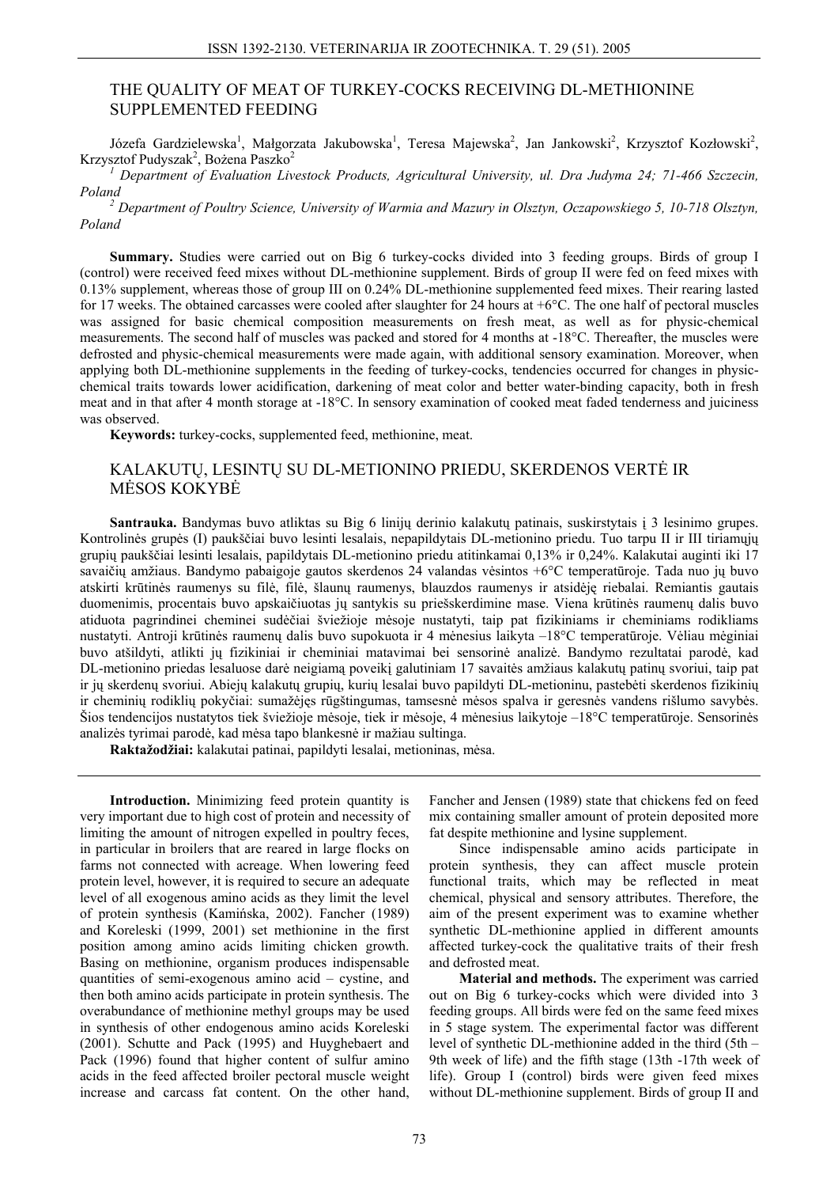# THE QUALITY OF MEAT OF TURKEY-COCKS RECEIVING DL-METHIONINE SUPPLEMENTED FEEDING

Józefa Gardzielewska[1], Małgorzata Jakubowska[1], Teresa Majewska[2], Jan Jankowski[2], Krzysztof Kozłowski[2], Krzysztof Pudyszak[2], Bożena Paszko[2]

[1] *Department of Evaluation Livestock Products, Agricultural University, ul. Dra Judyma 24; 71-466 Szczecin, Poland*

[2] *Department of Poultry Science, University of Warmia and Mazury in Olsztyn, Oczapowskiego 5, 10-718 Olsztyn, Poland*

**Summary.** Studies were carried out on Big 6 turkey-cocks divided into 3 feeding groups. Birds of group I (control) were received feed mixes without DL-methionine supplement. Birds of group II were fed on feed mixes with 0.13% supplement, whereas those of group III on 0.24% DL-methionine supplemented feed mixes. Their rearing lasted for 17 weeks. The obtained carcasses were cooled after slaughter for 24 hours at +6°C. The one half of pectoral muscles was assigned for basic chemical composition measurements on fresh meat, as well as for physic-chemical measurements. The second half of muscles was packed and stored for 4 months at -18°C. Thereafter, the muscles were defrosted and physic-chemical measurements were made again, with additional sensory examination. Moreover, when applying both DL-methionine supplements in the feeding of turkey-cocks, tendencies occurred for changes in physic-chemical traits towards lower acidification, darkening of meat color and better water-binding capacity, both in fresh meat and in that after 4 month storage at -18°C. In sensory examination of cooked meat faded tenderness and juiciness was observed.

**Keywords:** turkey-cocks, supplemented feed, methionine, meat.

# KALAKUTŲ, LESINTŲ SU DL-METIONINO PRIEDU, SKERDENOS VERTĖ IR MĖSOS KOKYBĖ

**Santrauka.** Bandymas buvo atliktas su Big 6 linijų derinio kalakutų patinais, suskirstytais į 3 lesinimo grupes. Kontrolinės grupės (I) paukščiai buvo lesinti lesalais, nepapildytais DL-metionino priedu. Tuo tarpu II ir III tiriamųjų grupių paukščiai lesinti lesalais, papildytais DL-metionino priedu atitinkamai 0,13% ir 0,24%. Kalakutai auginti iki 17 savaičių amžiaus. Bandymo pabaigoje gautos skerdenos 24 valandas vėsintos +6°C temperatūroje. Tada nuo jų buvo atskirti krūtinės raumenys su filė, filė, šlaunų raumenys, blauzdos raumenys ir atsidėję riebalai. Remiantis gautais duomenimis, procentais buvo apskaičiuotas jų santykis su priešskerdimine mase. Viena krūtinės raumenų dalis buvo atiduota pagrindinei cheminei sudėčiai šviežioje mėsoje nustatyti, taip pat fizikiniams ir cheminiams rodikliams nustatyti. Antroji krūtinės raumenų dalis buvo supokuota ir 4 mėnesius laikyta –18°C temperatūroje. Vėliau mėginiai buvo atšildyti, atlikti jų fizikiniai ir cheminiai matavimai bei sensorinė analizė. Bandymo rezultatai parodė, kad DL-metionino priedas lesaluose darė neigiamą poveikį galutiniam 17 savaitės amžiaus kalakutų patinų svoriui, taip pat ir jų skerdenų svoriui. Abiejų kalakutų grupių, kurių lesalai buvo papildyti DL-metioninu, pastebėti skerdenos fizikinių ir cheminių rodiklių pokyčiai: sumažėjęs rūgštingumas, tamsesnė mėsos spalva ir geresnės vandens rišlumo savybės. Šios tendencijos nustatytos tiek šviežioje mėsoje, tiek ir mėsoje, 4 mėnesius laikytoje –18°C temperatūroje. Sensorinės analizės tyrimai parodė, kad mėsa tapo blankesnė ir mažiau sultinga.

**Raktažodžiai:** kalakutai patinai, papildyti lesalai, metioninas, mėsa.

---

**Introduction.** Minimizing feed protein quantity is very important due to high cost of protein and necessity of limiting the amount of nitrogen expelled in poultry feces, in particular in broilers that are reared in large flocks on farms not connected with acreage. When lowering feed protein level, however, it is required to secure an adequate level of all exogenous amino acids as they limit the level of protein synthesis (Kamińska, 2002). Fancher (1989) and Koreleski (1999, 2001) set methionine in the first position among amino acids limiting chicken growth. Basing on methionine, organism produces indispensable quantities of semi-exogenous amino acid – cystine, and then both amino acids participate in protein synthesis. The overabundance of methionine methyl groups may be used in synthesis of other endogenous amino acids Koreleski (2001). Schutte and Pack (1995) and Huyghebaert and Pack (1996) found that higher content of sulfur amino acids in the feed affected broiler pectoral muscle weight increase and carcass fat content. On the other hand, Fancher and Jensen (1989) state that chickens fed on feed mix containing smaller amount of protein deposited more fat despite methionine and lysine supplement.

Since indispensable amino acids participate in protein synthesis, they can affect muscle protein functional traits, which may be reflected in meat chemical, physical and sensory attributes. Therefore, the aim of the present experiment was to examine whether synthetic DL-methionine applied in different amounts affected turkey-cock the qualitative traits of their fresh and defrosted meat.

**Material and methods.** The experiment was carried out on Big 6 turkey-cocks which were divided into 3 feeding groups. All birds were fed on the same feed mixes in 5 stage system. The experimental factor was different level of synthetic DL-methionine added in the third (5th – 9th week of life) and the fifth stage (13th -17th week of life). Group I (control) birds were given feed mixes without DL-methionine supplement. Birds of group II and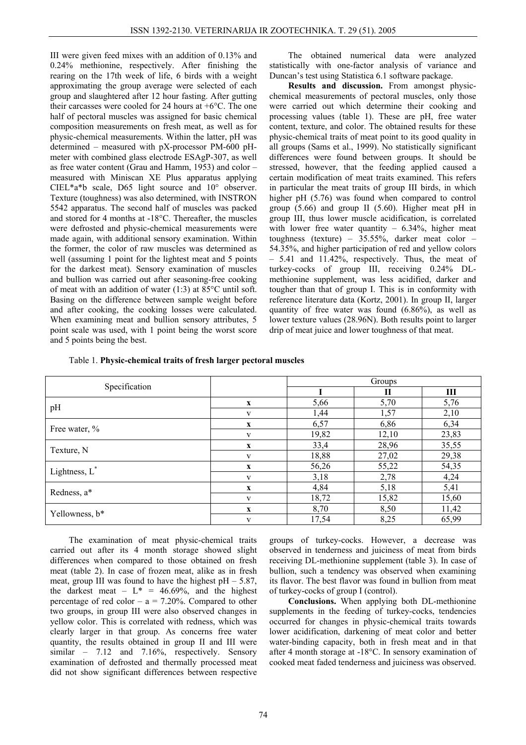III were given feed mixes with an addition of 0.13% and 0.24% methionine, respectively. After finishing the rearing on the 17th week of life, 6 birds with a weight approximating the group average were selected of each group and slaughtered after 12 hour fasting. After gutting their carcasses were cooled for 24 hours at +6°C. The one half of pectoral muscles was assigned for basic chemical composition measurements on fresh meat, as well as for physic-chemical measurements. Within the latter, pH was determined – measured with pX-processor PM-600 pH-meter with combined glass electrode ESAgP-307, as well as free water content (Grau and Hamm, 1953) and color – measured with Miniscan XE Plus apparatus applying CIEL*a*b scale, D65 light source and 10° observer. Texture (toughness) was also determined, with INSTRON 5542 apparatus. The second half of muscles was packed and stored for 4 months at -18°C. Thereafter, the muscles were defrosted and physic-chemical measurements were made again, with additional sensory examination. Within the former, the color of raw muscles was determined as well (assuming 1 point for the lightest meat and 5 points for the darkest meat). Sensory examination of muscles and bullion was carried out after seasoning-free cooking of meat with an addition of water (1:3) at 85°C until soft. Basing on the difference between sample weight before and after cooking, the cooking losses were calculated. When examining meat and bullion sensory attributes, 5 point scale was used, with 1 point being the worst score and 5 points being the best.

The obtained numerical data were analyzed statistically with one-factor analysis of variance and Duncan's test using Statistica 6.1 software package.

**Results and discussion.** From amongst physic-chemical measurements of pectoral muscles, only those were carried out which determine their cooking and processing values (table 1). These are pH, free water content, texture, and color. The obtained results for these physic-chemical traits of meat point to its good quality in all groups (Sams et al., 1999). No statistically significant differences were found between groups. It should be stressed, however, that the feeding applied caused a certain modification of meat traits examined. This refers in particular the meat traits of group III birds, in which higher pH (5.76) was found when compared to control group (5.66) and group II (5.60). Higher meat pH in group III, thus lower muscle acidification, is correlated with lower free water quantity – 6.34%, higher meat toughness (texture) – 35.55%, darker meat color – 54.35%, and higher participation of red and yellow colors – 5.41 and 11.42%, respectively. Thus, the meat of turkey-cocks of group III, receiving 0.24% DL-methionine supplement, was less acidified, darker and tougher than that of group I. This is in conformity with reference literature data (Kortz, 2001). In group II, larger quantity of free water was found (6.86%), as well as lower texture values (28.96N). Both results point to larger drip of meat juice and lower toughness of that meat.

Table 1. **Physic-chemical traits of fresh larger pectoral muscles**

| Specification | | Groups | | |
|---|---|---|---|---|
| | | **I** | **II** | **III** |
| pH | **x** | 5,66 | 5,70 | 5,76 |
| | v | 1,44 | 1,57 | 2,10 |
| Free water, % | **x** | 6,57 | 6,86 | 6,34 |
| | v | 19,82 | 12,10 | 23,83 |
| Texture, N | **x** | 33,4 | 28,96 | 35,55 |
| | v | 18,88 | 27,02 | 29,38 |
| Lightness, L* | **x** | 56,26 | 55,22 | 54,35 |
| | v | 3,18 | 2,78 | 4,24 |
| Redness, a* | **x** | 4,84 | 5,18 | 5,41 |
| | v | 18,72 | 15,82 | 15,60 |
| Yellowness, b* | **x** | 8,70 | 8,50 | 11,42 |
| | v | 17,54 | 8,25 | 65,99 |

The examination of meat physic-chemical traits carried out after its 4 month storage showed slight differences when compared to those obtained on fresh meat (table 2). In case of frozen meat, alike as in fresh meat, group III was found to have the highest pH – 5.87, the darkest meat – L* = 46.69%, and the highest percentage of red color – a = 7.20%. Compared to other two groups, in group III were also observed changes in yellow color. This is correlated with redness, which was clearly larger in that group. As concerns free water quantity, the results obtained in group II and III were similar – 7.12 and 7.16%, respectively. Sensory examination of defrosted and thermally processed meat did not show significant differences between respective groups of turkey-cocks. However, a decrease was observed in tenderness and juiciness of meat from birds receiving DL-methionine supplement (table 3). In case of bullion, such a tendency was observed when examining its flavor. The best flavor was found in bullion from meat of turkey-cocks of group I (control).

**Conclusions.** When applying both DL-methionine supplements in the feeding of turkey-cocks, tendencies occurred for changes in physic-chemical traits towards lower acidification, darkening of meat color and better water-binding capacity, both in fresh meat and in that after 4 month storage at -18°C. In sensory examination of cooked meat faded tenderness and juiciness was observed.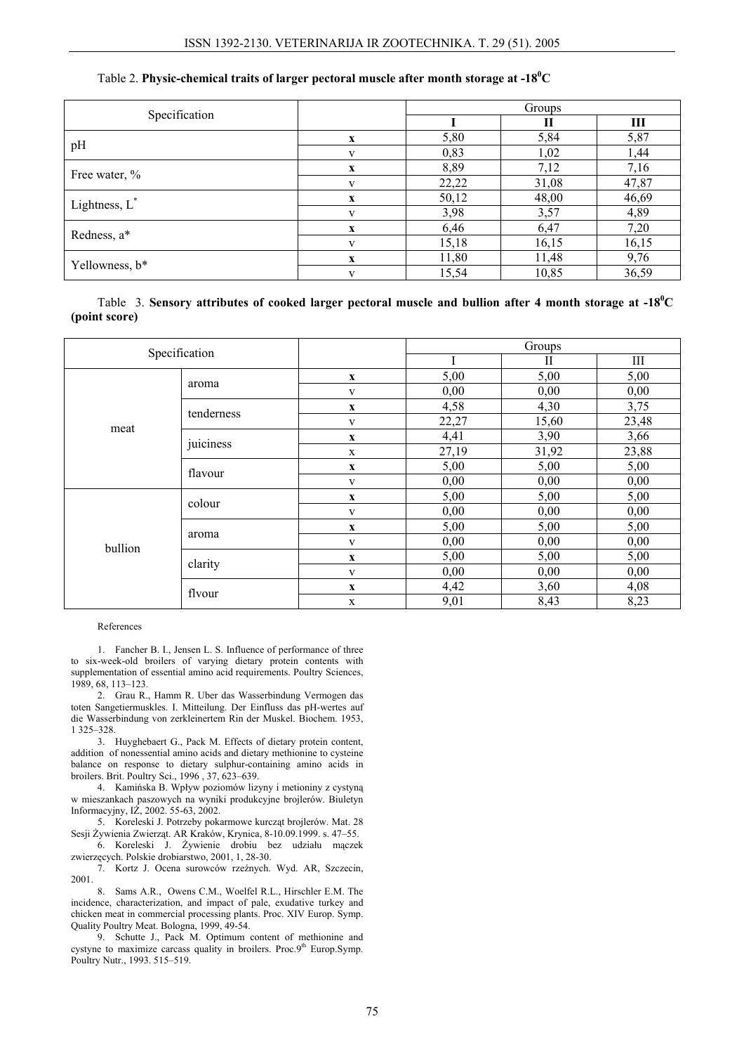Table 2. **Physic-chemical traits of larger pectoral muscle after month storage at -18$^0$C**

| Specification | | Groups | | |
|---|---|---|---|---|
| | | **I** | **II** | **III** |
| pH | **x** | 5,80 | 5,84 | 5,87 |
| | v | 0,83 | 1,02 | 1,44 |
| Free water, % | **x** | 8,89 | 7,12 | 7,16 |
| | v | 22,22 | 31,08 | 47,87 |
| Lightness, L* | **x** | 50,12 | 48,00 | 46,69 |
| | v | 3,98 | 3,57 | 4,89 |
| Redness, a* | **x** | 6,46 | 6,47 | 7,20 |
| | v | 15,18 | 16,15 | 16,15 |
| Yellowness, b* | **x** | 11,80 | 11,48 | 9,76 |
| | v | 15,54 | 10,85 | 36,59 |

Table 3. **Sensory attributes of cooked larger pectoral muscle and bullion after 4 month storage at -18$^0$C (point score)**

| Specification | | | Groups | | |
|---|---|---|---|---|---|
| | | | I | II | III |
| meat | aroma | **x** | 5,00 | 5,00 | 5,00 |
| | | v | 0,00 | 0,00 | 0,00 |
| | tenderness | **x** | 4,58 | 4,30 | 3,75 |
| | | v | 22,27 | 15,60 | 23,48 |
| | juiciness | **x** | 4,41 | 3,90 | 3,66 |
| | | x | 27,19 | 31,92 | 23,88 |
| | flavour | **x** | 5,00 | 5,00 | 5,00 |
| | | v | 0,00 | 0,00 | 0,00 |
| bullion | colour | **x** | 5,00 | 5,00 | 5,00 |
| | | v | 0,00 | 0,00 | 0,00 |
| | aroma | **x** | 5,00 | 5,00 | 5,00 |
| | | v | 0,00 | 0,00 | 0,00 |
| | clarity | **x** | 5,00 | 5,00 | 5,00 |
| | | v | 0,00 | 0,00 | 0,00 |
| | flvour | **x** | 4,42 | 3,60 | 4,08 |
| | | x | 9,01 | 8,43 | 8,23 |

References

1. Fancher B. I., Jensen L. S. Influence of performance of three to six-week-old broilers of varying dietary protein contents with supplementation of essential amino acid requirements. Poultry Sciences, 1989, 68, 113–123.
2. Grau R., Hamm R. Uber das Wasserbindung Vermogen das toten Sangetiermuskles. I. Mitteilung. Der Einfluss das pH-wertes auf die Wasserbindung von zerkleinertem Rin der Muskel. Biochem. 1953, 1 325–328.
3. Huyghebaert G., Pack M. Effects of dietary protein content, addition of nonessential amino acids and dietary methionine to cysteine balance on response to dietary sulphur-containing amino acids in broilers. Brit. Poultry Sci., 1996 , 37, 623–639.
4. Kamińska B. Wpływ poziomów lizyny i metioniny z cystyną w mieszankach paszowych na wyniki produkcyjne brojlerów. Biuletyn Informacyjny, IZ, 2002. 55-63, 2002.
5. Koreleski J. Potrzeby pokarmowe kurcząt brojlerów. Mat. 28 Sesji Żywienia Zwierząt. AR Kraków, Krynica, 8-10.09.1999. s. 47–55.
6. Koreleski J. Żywienie drobiu bez udziału mączek zwierzęcych. Polskie drobiarstwo, 2001, 1, 28-30.
7. Kortz J. Ocena surowców rzeźnych. Wyd. AR, Szczecin, 2001.
8. Sams A.R., Owens C.M., Woelfel R.L., Hirschler E.M. The incidence, characterization, and impact of pale, exudative turkey and chicken meat in commercial processing plants. Proc. XIV Europ. Symp. Quality Poultry Meat. Bologna, 1999, 49-54.
9. Schutte J., Pack M. Optimum content of methionine and cystyne to maximize carcass quality in broilers. Proc.9th Europ.Symp. Poultry Nutr., 1993. 515–519.